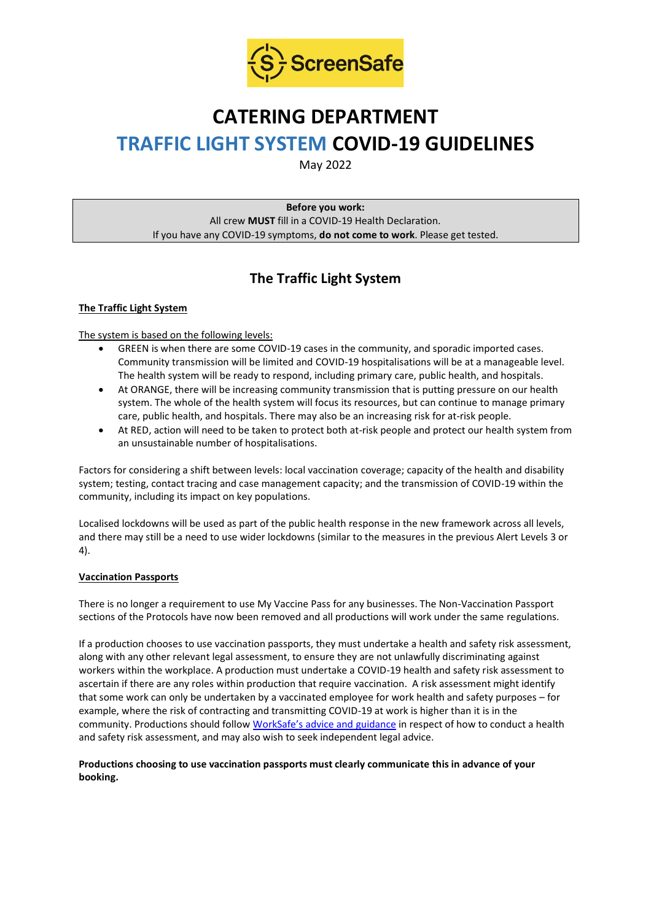ScreenSafe

# CATERING DEPARTMENT

# TRAFFIC LIGHT SYSTEM COVID-19 GUIDELINES

May 2022

> **Before you work:**
> All crew **MUST** fill in a COVID-19 Health Declaration.
> If you have any COVID-19 symptoms, **do not come to work**. Please get tested.

## The Traffic Light System

### The Traffic Light System

The system is based on the following levels:

- GREEN is when there are some COVID-19 cases in the community, and sporadic imported cases. Community transmission will be limited and COVID-19 hospitalisations will be at a manageable level. The health system will be ready to respond, including primary care, public health, and hospitals.
- At ORANGE, there will be increasing community transmission that is putting pressure on our health system. The whole of the health system will focus its resources, but can continue to manage primary care, public health, and hospitals. There may also be an increasing risk for at-risk people.
- At RED, action will need to be taken to protect both at-risk people and protect our health system from an unsustainable number of hospitalisations.

Factors for considering a shift between levels: local vaccination coverage; capacity of the health and disability system; testing, contact tracing and case management capacity; and the transmission of COVID-19 within the community, including its impact on key populations.

Localised lockdowns will be used as part of the public health response in the new framework across all levels, and there may still be a need to use wider lockdowns (similar to the measures in the previous Alert Levels 3 or 4).

### Vaccination Passports

There is no longer a requirement to use My Vaccine Pass for any businesses. The Non-Vaccination Passport sections of the Protocols have now been removed and all productions will work under the same regulations.

If a production chooses to use vaccination passports, they must undertake a health and safety risk assessment, along with any other relevant legal assessment, to ensure they are not unlawfully discriminating against workers within the workplace. A production must undertake a COVID-19 health and safety risk assessment to ascertain if there are any roles within production that require vaccination. A risk assessment might identify that some work can only be undertaken by a vaccinated employee for work health and safety purposes – for example, where the risk of contracting and transmitting COVID-19 at work is higher than it is in the community. Productions should follow WorkSafe's advice and guidance in respect of how to conduct a health and safety risk assessment, and may also wish to seek independent legal advice.

**Productions choosing to use vaccination passports must clearly communicate this in advance of your booking.**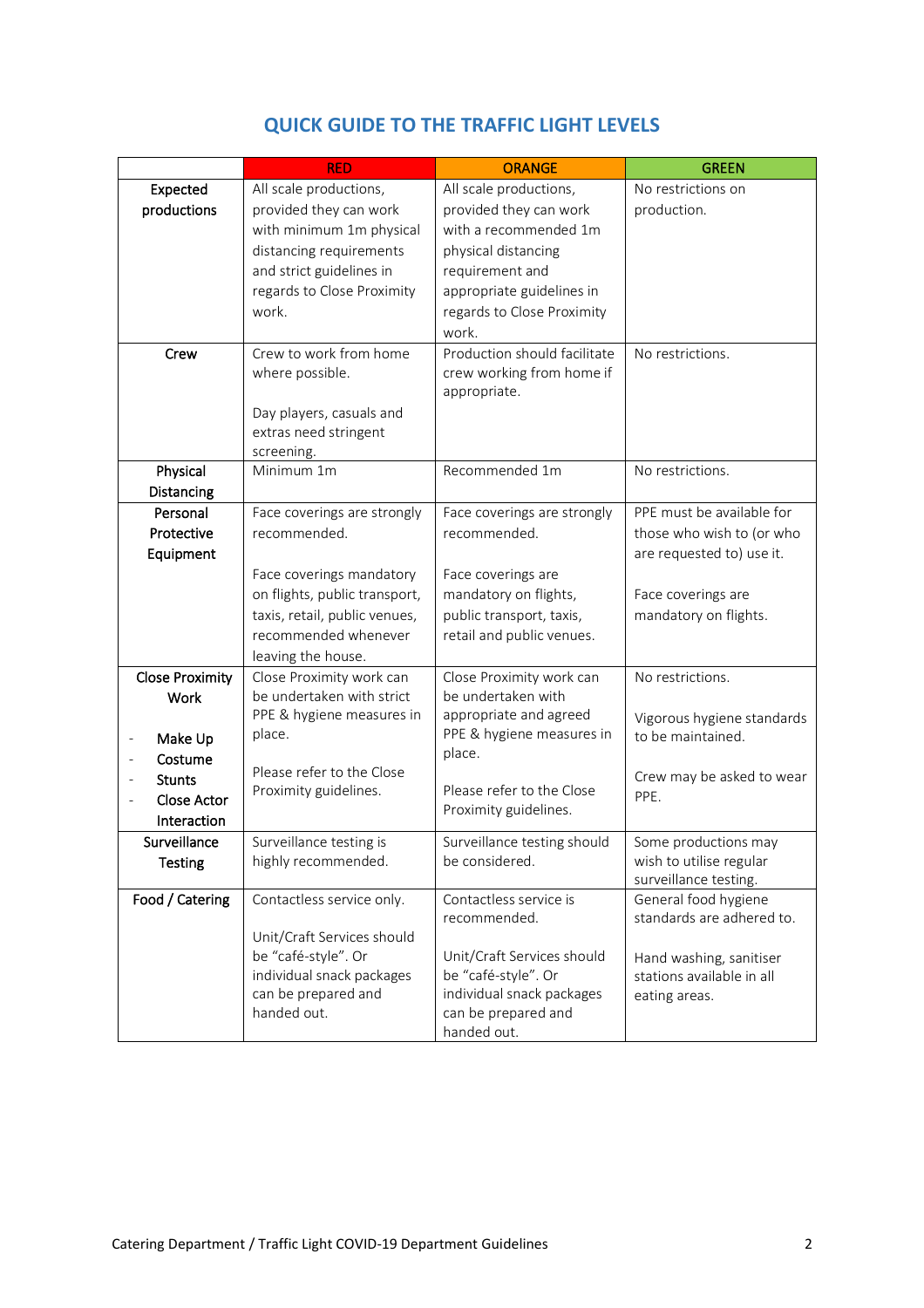## QUICK GUIDE TO THE TRAFFIC LIGHT LEVELS

| | RED | ORANGE | GREEN |
|---|---|---|---|
| **Expected productions** | All scale productions, provided they can work with minimum 1m physical distancing requirements and strict guidelines in regards to Close Proximity work. | All scale productions, provided they can work with a recommended 1m physical distancing requirement and appropriate guidelines in regards to Close Proximity work. | No restrictions on production. |
| **Crew** | Crew to work from home where possible.<br><br>Day players, casuals and extras need stringent screening. | Production should facilitate crew working from home if appropriate. | No restrictions. |
| **Physical Distancing** | Minimum 1m | Recommended 1m | No restrictions. |
| **Personal Protective Equipment** | Face coverings are strongly recommended.<br><br>Face coverings mandatory on flights, public transport, taxis, retail, public venues, recommended whenever leaving the house. | Face coverings are strongly recommended.<br><br>Face coverings are mandatory on flights, public transport, taxis, retail and public venues. | PPE must be available for those who wish to (or who are requested to) use it.<br><br>Face coverings are mandatory on flights. |
| **Close Proximity Work**<br><br>- Make Up<br>- Costume<br>- Stunts<br>- Close Actor Interaction | Close Proximity work can be undertaken with strict PPE & hygiene measures in place.<br><br>Please refer to the Close Proximity guidelines. | Close Proximity work can be undertaken with appropriate and agreed PPE & hygiene measures in place.<br><br>Please refer to the Close Proximity guidelines. | No restrictions.<br><br>Vigorous hygiene standards to be maintained.<br><br>Crew may be asked to wear PPE. |
| **Surveillance Testing** | Surveillance testing is highly recommended. | Surveillance testing should be considered. | Some productions may wish to utilise regular surveillance testing. |
| **Food / Catering** | Contactless service only.<br><br>Unit/Craft Services should be "café-style". Or individual snack packages can be prepared and handed out. | Contactless service is recommended.<br><br>Unit/Craft Services should be "café-style". Or individual snack packages can be prepared and handed out. | General food hygiene standards are adhered to.<br><br>Hand washing, sanitiser stations available in all eating areas. |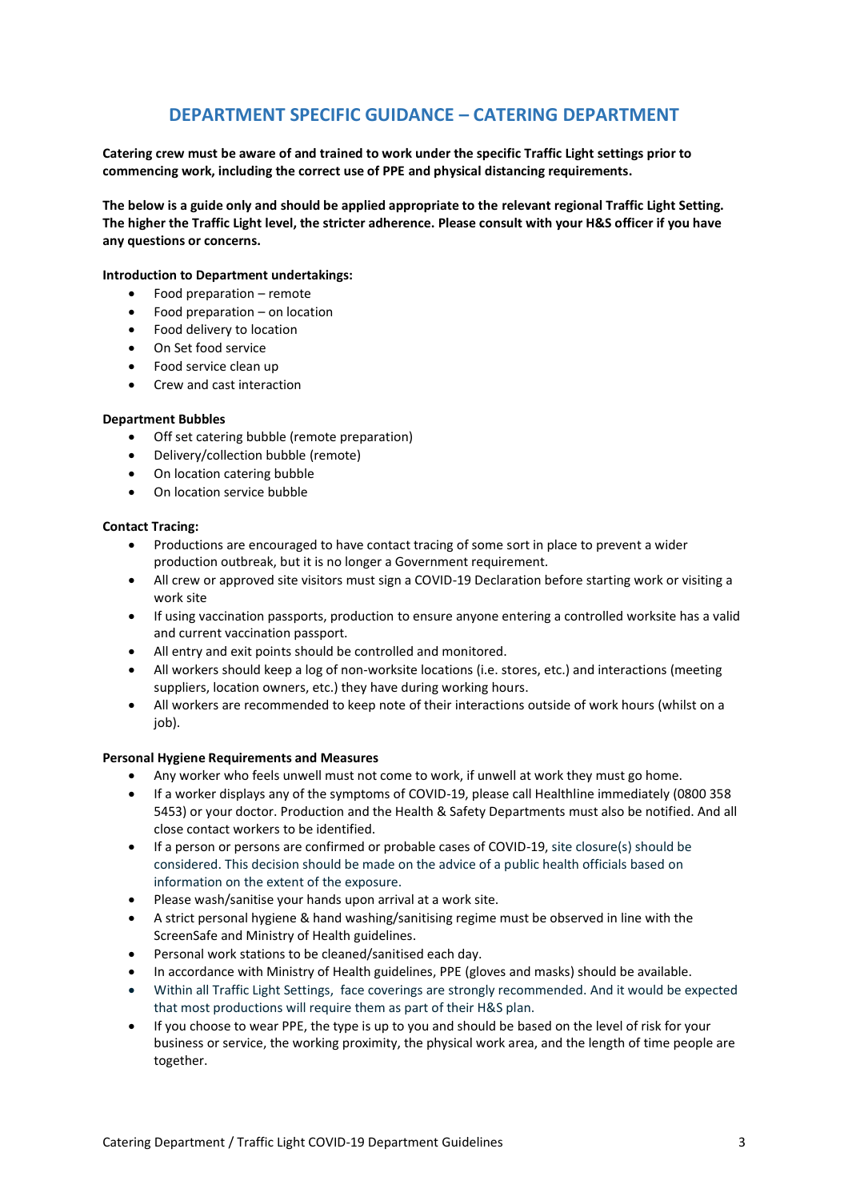# DEPARTMENT SPECIFIC GUIDANCE – CATERING DEPARTMENT

**Catering crew must be aware of and trained to work under the specific Traffic Light settings prior to commencing work, including the correct use of PPE and physical distancing requirements.**

**The below is a guide only and should be applied appropriate to the relevant regional Traffic Light Setting. The higher the Traffic Light level, the stricter adherence. Please consult with your H&S officer if you have any questions or concerns.**

**Introduction to Department undertakings:**

- Food preparation – remote
- Food preparation – on location
- Food delivery to location
- On Set food service
- Food service clean up
- Crew and cast interaction

**Department Bubbles**

- Off set catering bubble (remote preparation)
- Delivery/collection bubble (remote)
- On location catering bubble
- On location service bubble

**Contact Tracing:**

- Productions are encouraged to have contact tracing of some sort in place to prevent a wider production outbreak, but it is no longer a Government requirement.
- All crew or approved site visitors must sign a COVID-19 Declaration before starting work or visiting a work site
- If using vaccination passports, production to ensure anyone entering a controlled worksite has a valid and current vaccination passport.
- All entry and exit points should be controlled and monitored.
- All workers should keep a log of non-worksite locations (i.e. stores, etc.) and interactions (meeting suppliers, location owners, etc.) they have during working hours.
- All workers are recommended to keep note of their interactions outside of work hours (whilst on a job).

**Personal Hygiene Requirements and Measures**

- Any worker who feels unwell must not come to work, if unwell at work they must go home.
- If a worker displays any of the symptoms of COVID-19, please call Healthline immediately (0800 358 5453) or your doctor. Production and the Health & Safety Departments must also be notified. And all close contact workers to be identified.
- If a person or persons are confirmed or probable cases of COVID-19, site closure(s) should be considered. This decision should be made on the advice of a public health officials based on information on the extent of the exposure.
- Please wash/sanitise your hands upon arrival at a work site.
- A strict personal hygiene & hand washing/sanitising regime must be observed in line with the ScreenSafe and Ministry of Health guidelines.
- Personal work stations to be cleaned/sanitised each day.
- In accordance with Ministry of Health guidelines, PPE (gloves and masks) should be available.
- Within all Traffic Light Settings, face coverings are strongly recommended. And it would be expected that most productions will require them as part of their H&S plan.
- If you choose to wear PPE, the type is up to you and should be based on the level of risk for your business or service, the working proximity, the physical work area, and the length of time people are together.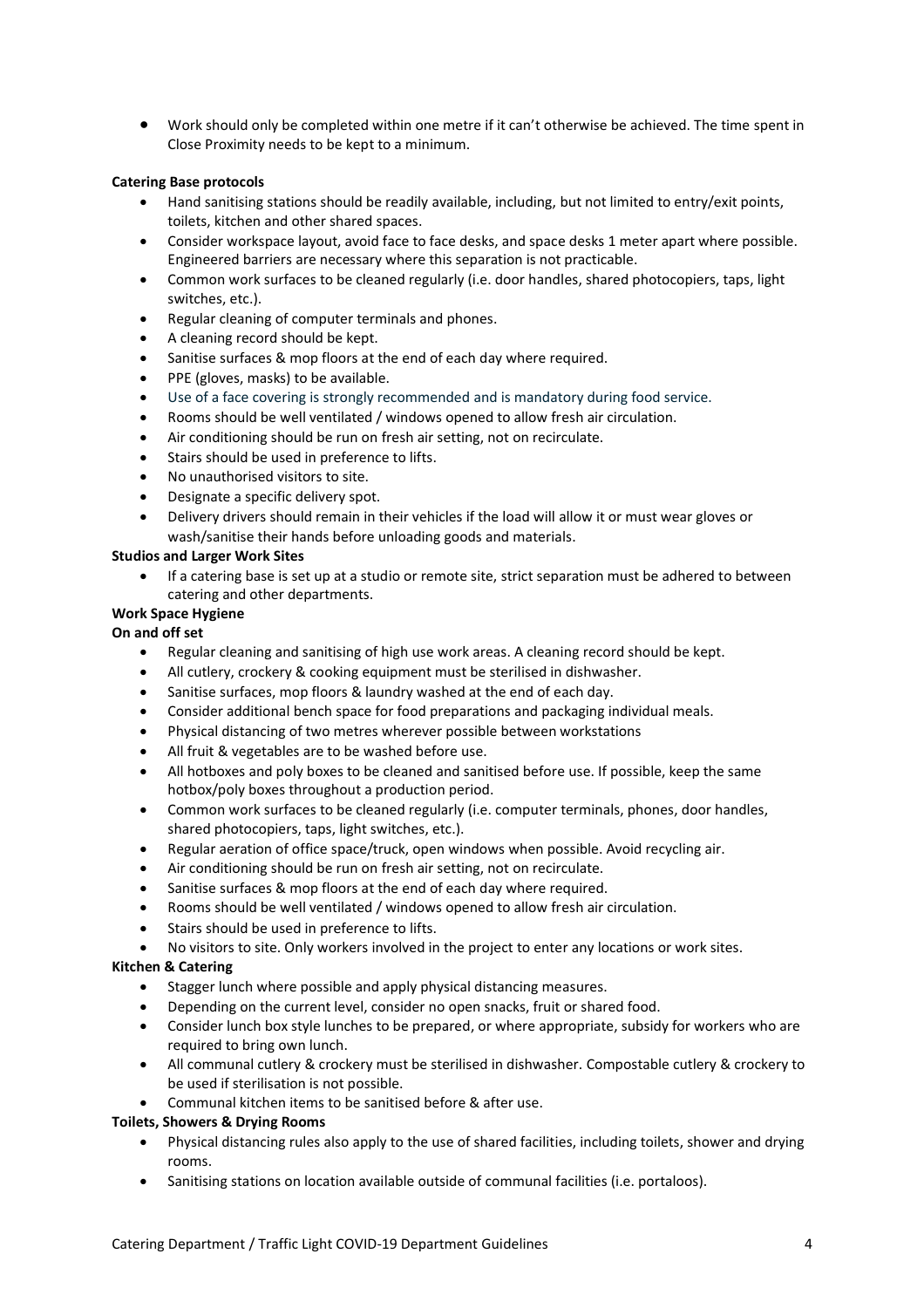- Work should only be completed within one metre if it can't otherwise be achieved. The time spent in Close Proximity needs to be kept to a minimum.

**Catering Base protocols**

- Hand sanitising stations should be readily available, including, but not limited to entry/exit points, toilets, kitchen and other shared spaces.
- Consider workspace layout, avoid face to face desks, and space desks 1 meter apart where possible. Engineered barriers are necessary where this separation is not practicable.
- Common work surfaces to be cleaned regularly (i.e. door handles, shared photocopiers, taps, light switches, etc.).
- Regular cleaning of computer terminals and phones.
- A cleaning record should be kept.
- Sanitise surfaces & mop floors at the end of each day where required.
- PPE (gloves, masks) to be available.
- Use of a face covering is strongly recommended and is mandatory during food service.
- Rooms should be well ventilated / windows opened to allow fresh air circulation.
- Air conditioning should be run on fresh air setting, not on recirculate.
- Stairs should be used in preference to lifts.
- No unauthorised visitors to site.
- Designate a specific delivery spot.
- Delivery drivers should remain in their vehicles if the load will allow it or must wear gloves or wash/sanitise their hands before unloading goods and materials.

**Studios and Larger Work Sites**

- If a catering base is set up at a studio or remote site, strict separation must be adhered to between catering and other departments.

**Work Space Hygiene**

**On and off set**

- Regular cleaning and sanitising of high use work areas. A cleaning record should be kept.
- All cutlery, crockery & cooking equipment must be sterilised in dishwasher.
- Sanitise surfaces, mop floors & laundry washed at the end of each day.
- Consider additional bench space for food preparations and packaging individual meals.
- Physical distancing of two metres wherever possible between workstations
- All fruit & vegetables are to be washed before use.
- All hotboxes and poly boxes to be cleaned and sanitised before use. If possible, keep the same hotbox/poly boxes throughout a production period.
- Common work surfaces to be cleaned regularly (i.e. computer terminals, phones, door handles, shared photocopiers, taps, light switches, etc.).
- Regular aeration of office space/truck, open windows when possible. Avoid recycling air.
- Air conditioning should be run on fresh air setting, not on recirculate.
- Sanitise surfaces & mop floors at the end of each day where required.
- Rooms should be well ventilated / windows opened to allow fresh air circulation.
- Stairs should be used in preference to lifts.
- No visitors to site. Only workers involved in the project to enter any locations or work sites.

**Kitchen & Catering**

- Stagger lunch where possible and apply physical distancing measures.
- Depending on the current level, consider no open snacks, fruit or shared food.
- Consider lunch box style lunches to be prepared, or where appropriate, subsidy for workers who are required to bring own lunch.
- All communal cutlery & crockery must be sterilised in dishwasher. Compostable cutlery & crockery to be used if sterilisation is not possible.
- Communal kitchen items to be sanitised before & after use.

**Toilets, Showers & Drying Rooms**

- Physical distancing rules also apply to the use of shared facilities, including toilets, shower and drying rooms.
- Sanitising stations on location available outside of communal facilities (i.e. portaloos).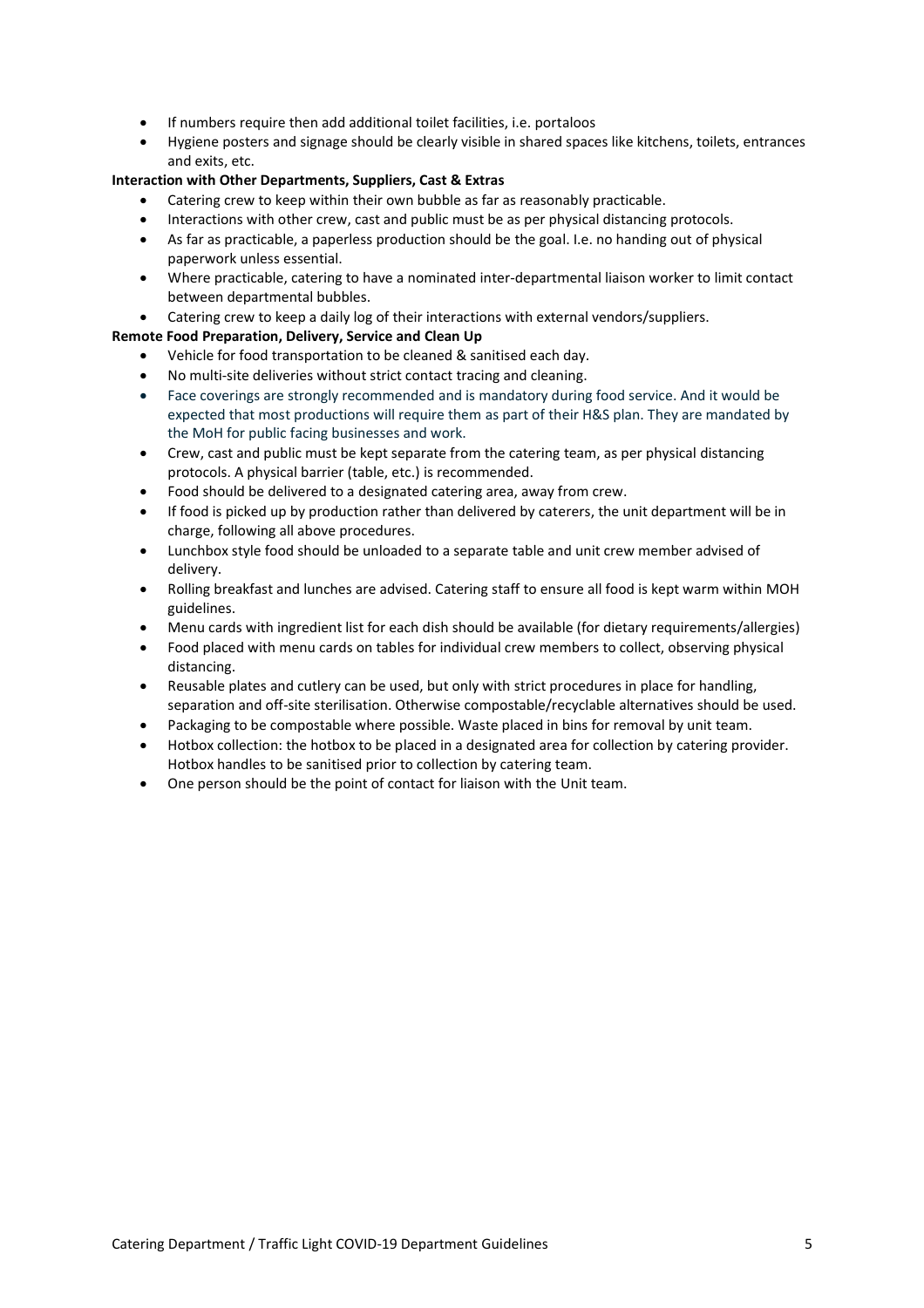- If numbers require then add additional toilet facilities, i.e. portaloos
- Hygiene posters and signage should be clearly visible in shared spaces like kitchens, toilets, entrances and exits, etc.

**Interaction with Other Departments, Suppliers, Cast & Extras**

- Catering crew to keep within their own bubble as far as reasonably practicable.
- Interactions with other crew, cast and public must be as per physical distancing protocols.
- As far as practicable, a paperless production should be the goal. I.e. no handing out of physical paperwork unless essential.
- Where practicable, catering to have a nominated inter-departmental liaison worker to limit contact between departmental bubbles.
- Catering crew to keep a daily log of their interactions with external vendors/suppliers.

**Remote Food Preparation, Delivery, Service and Clean Up**

- Vehicle for food transportation to be cleaned & sanitised each day.
- No multi-site deliveries without strict contact tracing and cleaning.
- Face coverings are strongly recommended and is mandatory during food service. And it would be expected that most productions will require them as part of their H&S plan. They are mandated by the MoH for public facing businesses and work.
- Crew, cast and public must be kept separate from the catering team, as per physical distancing protocols. A physical barrier (table, etc.) is recommended.
- Food should be delivered to a designated catering area, away from crew.
- If food is picked up by production rather than delivered by caterers, the unit department will be in charge, following all above procedures.
- Lunchbox style food should be unloaded to a separate table and unit crew member advised of delivery.
- Rolling breakfast and lunches are advised. Catering staff to ensure all food is kept warm within MOH guidelines.
- Menu cards with ingredient list for each dish should be available (for dietary requirements/allergies)
- Food placed with menu cards on tables for individual crew members to collect, observing physical distancing.
- Reusable plates and cutlery can be used, but only with strict procedures in place for handling, separation and off-site sterilisation. Otherwise compostable/recyclable alternatives should be used.
- Packaging to be compostable where possible. Waste placed in bins for removal by unit team.
- Hotbox collection: the hotbox to be placed in a designated area for collection by catering provider. Hotbox handles to be sanitised prior to collection by catering team.
- One person should be the point of contact for liaison with the Unit team.